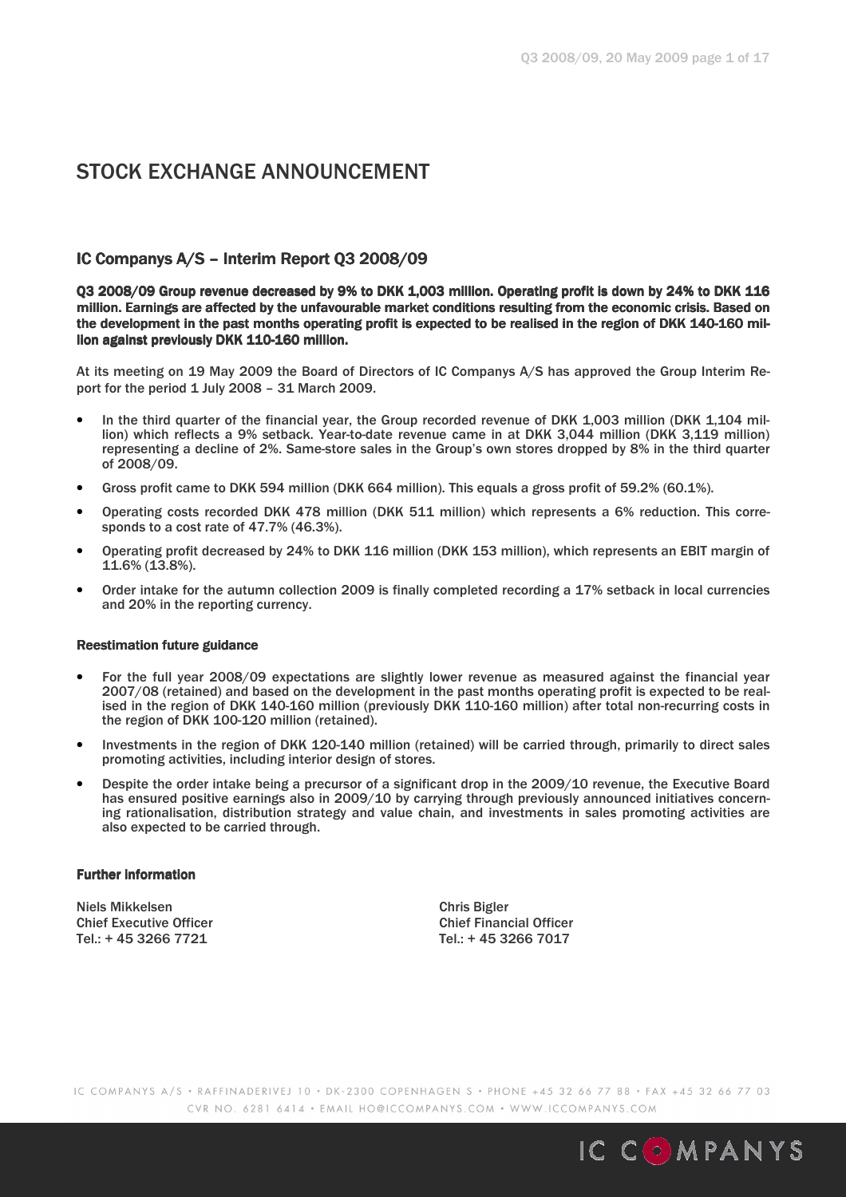# STOCK EXCHANGE ANNOUNCEMENT

## IC Companys A/S – Interim Report Q3 2008/09

**Q3 2008/09 Group revenue decreased by 9% to DKK 1,003 million. Operating profit is down by 24% to DKK 116 million. Earnings are affected by the unfavourable market conditions resulting from the economic crisis. Based on the development in the past months operating profit is expected to be realised in the region of DKK 140-160 million against previously DKK 110-160 million.**

At its meeting on 19 May 2009 the Board of Directors of IC Companys A/S has approved the Group Interim Report for the period 1 July 2008 – 31 March 2009.

- In the third quarter of the financial year, the Group recorded revenue of DKK 1,003 million (DKK 1,104 million) which reflects a 9% setback. Year-to-date revenue came in at DKK 3,044 million (DKK 3,119 million) representing a decline of 2%. Same-store sales in the Group's own stores dropped by 8% in the third quarter of 2008/09.
- Gross profit came to DKK 594 million (DKK 664 million). This equals a gross profit of 59.2% (60.1%).
- Operating costs recorded DKK 478 million (DKK 511 million) which represents a 6% reduction. This corresponds to a cost rate of 47.7% (46.3%).
- Operating profit decreased by 24% to DKK 116 million (DKK 153 million), which represents an EBIT margin of 11.6% (13.8%).
- Order intake for the autumn collection 2009 is finally completed recording a 17% setback in local currencies and 20% in the reporting currency.

### Reestimation future guidance

- For the full year 2008/09 expectations are slightly lower revenue as measured against the financial year 2007/08 (retained) and based on the development in the past months operating profit is expected to be realised in the region of DKK 140-160 million (previously DKK 110-160 million) after total non-recurring costs in the region of DKK 100-120 million (retained).
- Investments in the region of DKK 120-140 million (retained) will be carried through, primarily to direct sales promoting activities, including interior design of stores.
- Despite the order intake being a precursor of a significant drop in the 2009/10 revenue, the Executive Board has ensured positive earnings also in 2009/10 by carrying through previously announced initiatives concerning rationalisation, distribution strategy and value chain, and investments in sales promoting activities are also expected to be carried through.

### Further information

Niels Mikkelsen
Chief Executive Officer
Tel.: + 45 3266 7721

Chris Bigler
Chief Financial Officer
Tel.: + 45 3266 7017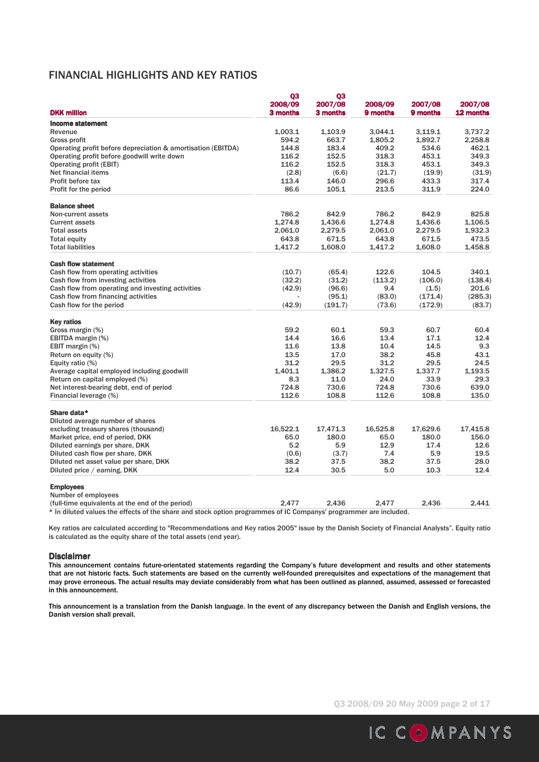# FINANCIAL HIGHLIGHTS AND KEY RATIOS

| DKK million | Q3 2008/09 3 months | Q3 2007/08 3 months | 2008/09 9 months | 2007/08 9 months | 2007/08 12 months |
|---|---|---|---|---|---|
| **Income statement** | | | | | |
| Revenue | 1,003.1 | 1,103.9 | 3,044.1 | 3,119.1 | 3,737.2 |
| Gross profit | 594.2 | 663.7 | 1,805.2 | 1,892.7 | 2,258.8 |
| Operating profit before depreciation & amortisation (EBITDA) | 144.8 | 183.4 | 409.2 | 534.6 | 462.1 |
| Operating profit before goodwill write down | 116.2 | 152.5 | 318.3 | 453.1 | 349.3 |
| Operating profit (EBIT) | 116.2 | 152.5 | 318.3 | 453.1 | 349.3 |
| Net financial items | (2.8) | (6.6) | (21.7) | (19.9) | (31.9) |
| Profit before tax | 113.4 | 146.0 | 296.6 | 433.3 | 317.4 |
| Profit for the period | 86.6 | 105.1 | 213.5 | 311.9 | 224.0 |
| **Balance sheet** | | | | | |
| Non-current assets | 786.2 | 842.9 | 786.2 | 842.9 | 825.8 |
| Current assets | 1,274.8 | 1,436.6 | 1,274.8 | 1,436.6 | 1,106.5 |
| Total assets | 2,061.0 | 2,279.5 | 2,061.0 | 2,279.5 | 1,932.3 |
| Total equity | 643.8 | 671.5 | 643.8 | 671.5 | 473.5 |
| Total liabilities | 1,417.2 | 1,608.0 | 1,417.2 | 1,608.0 | 1,458.8 |
| **Cash flow statement** | | | | | |
| Cash flow from operating activities | (10.7) | (65.4) | 122.6 | 104.5 | 340.1 |
| Cash flow from investing activities | (32.2) | (31.2) | (113.2) | (106.0) | (138.4) |
| Cash flow from operating and investing activities | (42.9) | (96.6) | 9.4 | (1.5) | 201.6 |
| Cash flow from financing activities | - | (95.1) | (83.0) | (171.4) | (285.3) |
| Cash flow for the period | (42.9) | (191.7) | (73.6) | (172.9) | (83.7) |
| **Key ratios** | | | | | |
| Gross margin (%) | 59.2 | 60.1 | 59.3 | 60.7 | 60.4 |
| EBITDA margin (%) | 14.4 | 16.6 | 13.4 | 17.1 | 12.4 |
| EBIT margin (%) | 11.6 | 13.8 | 10.4 | 14.5 | 9.3 |
| Return on equity (%) | 13.5 | 17.0 | 38.2 | 45.8 | 43.1 |
| Equity ratio (%) | 31.2 | 29.5 | 31.2 | 29.5 | 24.5 |
| Average capital employed including goodwill | 1,401.1 | 1,386.2 | 1,327.5 | 1,337.7 | 1,193.5 |
| Return on capital employed (%) | 8.3 | 11.0 | 24.0 | 33.9 | 29.3 |
| Net interest-bearing debt, end of period | 724.8 | 730.6 | 724.8 | 730.6 | 639.0 |
| Financial leverage (%) | 112.6 | 108.8 | 112.6 | 108.8 | 135.0 |
| **Share data*** | | | | | |
| Diluted average number of shares excluding treasury shares (thousand) | 16,522.1 | 17,471.3 | 16,525.8 | 17,629.6 | 17,415.8 |
| Market price, end of period, DKK | 65.0 | 180.0 | 65.0 | 180.0 | 156.0 |
| Diluted earnings per share, DKK | 5.2 | 5.9 | 12.9 | 17.4 | 12.6 |
| Diluted cash flow per share, DKK | (0.6) | (3.7) | 7.4 | 5.9 | 19.5 |
| Diluted net asset value per share, DKK | 38.2 | 37.5 | 38.2 | 37.5 | 28.0 |
| Diluted price / earning, DKK | 12.4 | 30.5 | 5.0 | 10.3 | 12.4 |
| **Employees** | | | | | |
| Number of employees (full-time equivalents at the end of the period) | 2,477 | 2,436 | 2,477 | 2,436 | 2,441 |

* In diluted values the effects of the share and stock option programmes of IC Companys' programmer are included.

Key ratios are calculated according to "Recommendations and Key ratios 2005" issue by the Danish Society of Financial Analysts". Equity ratio is calculated as the equity share of the total assets (end year).

### Disclaimer

This announcement contains future-orientated statements regarding the Company's future development and results and other statements that are not historic facts. Such statements are based on the currently well-founded prerequisites and expectations of the management that may prove erroneous. The actual results may deviate considerably from what has been outlined as planned, assumed, assessed or forecasted in this announcement.

This announcement is a translation from the Danish language. In the event of any discrepancy between the Danish and English versions, the Danish version shall prevail.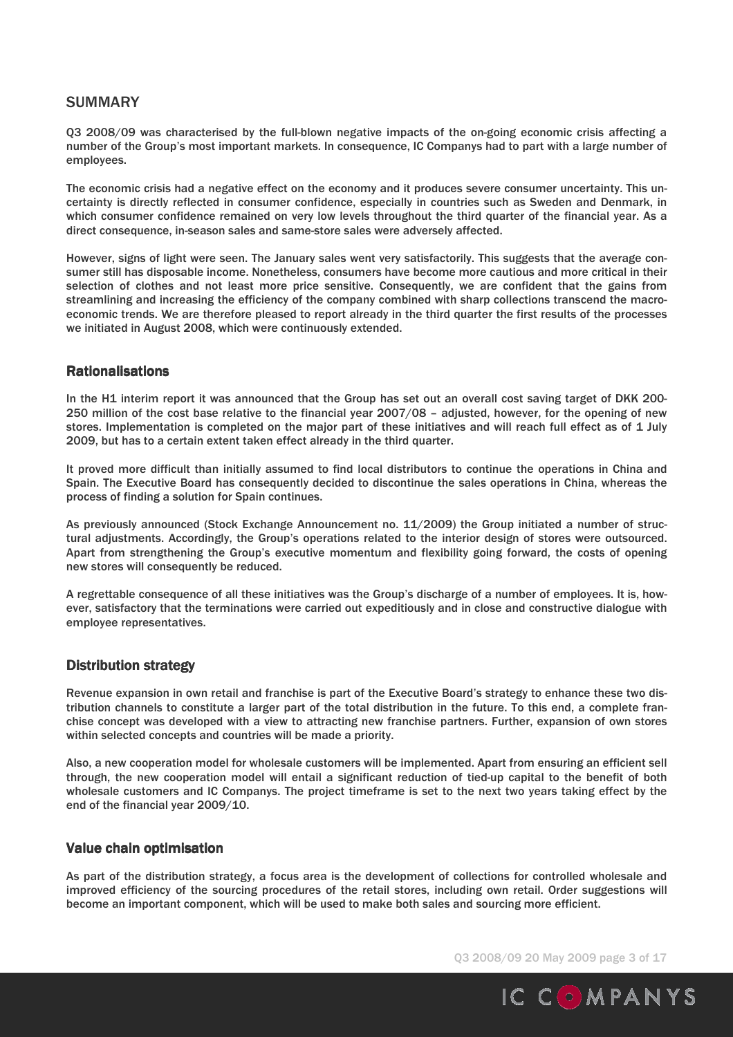## SUMMARY

Q3 2008/09 was characterised by the full-blown negative impacts of the on-going economic crisis affecting a number of the Group's most important markets. In consequence, IC Companys had to part with a large number of employees.

The economic crisis had a negative effect on the economy and it produces severe consumer uncertainty. This uncertainty is directly reflected in consumer confidence, especially in countries such as Sweden and Denmark, in which consumer confidence remained on very low levels throughout the third quarter of the financial year. As a direct consequence, in-season sales and same-store sales were adversely affected.

However, signs of light were seen. The January sales went very satisfactorily. This suggests that the average consumer still has disposable income. Nonetheless, consumers have become more cautious and more critical in their selection of clothes and not least more price sensitive. Consequently, we are confident that the gains from streamlining and increasing the efficiency of the company combined with sharp collections transcend the macro-economic trends. We are therefore pleased to report already in the third quarter the first results of the processes we initiated in August 2008, which were continuously extended.

### Rationalisations

In the H1 interim report it was announced that the Group has set out an overall cost saving target of DKK 200-250 million of the cost base relative to the financial year 2007/08 – adjusted, however, for the opening of new stores. Implementation is completed on the major part of these initiatives and will reach full effect as of 1 July 2009, but has to a certain extent taken effect already in the third quarter.

It proved more difficult than initially assumed to find local distributors to continue the operations in China and Spain. The Executive Board has consequently decided to discontinue the sales operations in China, whereas the process of finding a solution for Spain continues.

As previously announced (Stock Exchange Announcement no. 11/2009) the Group initiated a number of structural adjustments. Accordingly, the Group's operations related to the interior design of stores were outsourced. Apart from strengthening the Group's executive momentum and flexibility going forward, the costs of opening new stores will consequently be reduced.

A regrettable consequence of all these initiatives was the Group's discharge of a number of employees. It is, however, satisfactory that the terminations were carried out expeditiously and in close and constructive dialogue with employee representatives.

### Distribution strategy

Revenue expansion in own retail and franchise is part of the Executive Board's strategy to enhance these two distribution channels to constitute a larger part of the total distribution in the future. To this end, a complete franchise concept was developed with a view to attracting new franchise partners. Further, expansion of own stores within selected concepts and countries will be made a priority.

Also, a new cooperation model for wholesale customers will be implemented. Apart from ensuring an efficient sell through, the new cooperation model will entail a significant reduction of tied-up capital to the benefit of both wholesale customers and IC Companys. The project timeframe is set to the next two years taking effect by the end of the financial year 2009/10.

### Value chain optimisation

As part of the distribution strategy, a focus area is the development of collections for controlled wholesale and improved efficiency of the sourcing procedures of the retail stores, including own retail. Order suggestions will become an important component, which will be used to make both sales and sourcing more efficient.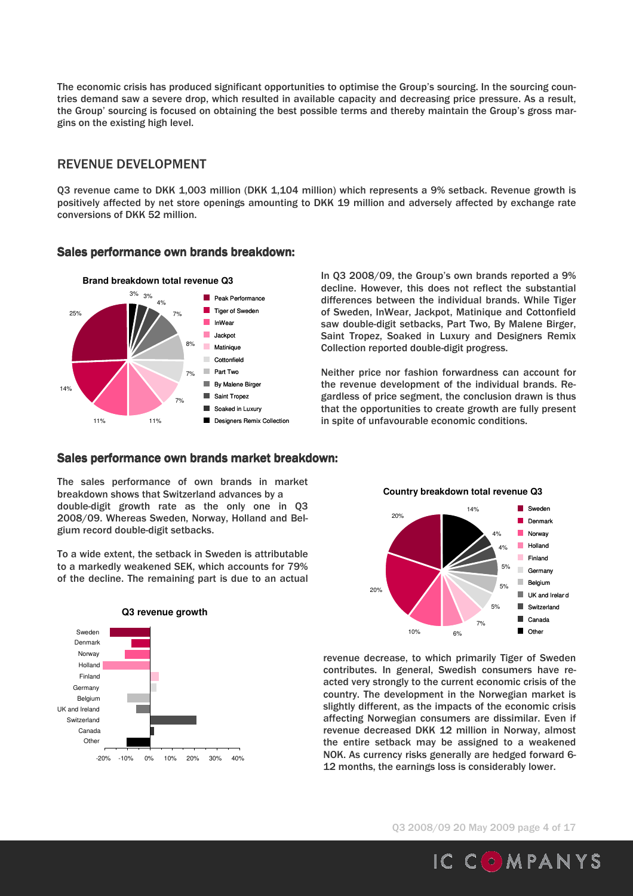The economic crisis has produced significant opportunities to optimise the Group's sourcing. In the sourcing countries demand saw a severe drop, which resulted in available capacity and decreasing price pressure. As a result, the Group' sourcing is focused on obtaining the best possible terms and thereby maintain the Group's gross margins on the existing high level.

## REVENUE DEVELOPMENT

Q3 revenue came to DKK 1,003 million (DKK 1,104 million) which represents a 9% setback. Revenue growth is positively affected by net store openings amounting to DKK 19 million and adversely affected by exchange rate conversions of DKK 52 million.

### Sales performance own brands breakdown:

**Brand breakdown total revenue Q3**

| Brand | Share |
|---|---|
| Peak Performance | 25% |
| Tiger of Sweden | 14% |
| InWear | 11% |
| Jackpot | 11% |
| Matinique | 7% |
| Cottonfield | 7% |
| Part Two | 8% |
| By Malene Birger | 7% |
| Saint Tropez | 4% |
| Soaked in Luxury | 3% |
| Designers Remix Collection | 3% |

In Q3 2008/09, the Group's own brands reported a 9% decline. However, this does not reflect the substantial differences between the individual brands. While Tiger of Sweden, InWear, Jackpot, Matinique and Cottonfield saw double-digit setbacks, Part Two, By Malene Birger, Saint Tropez, Soaked in Luxury and Designers Remix Collection reported double-digit progress.

Neither price nor fashion forwardness can account for the revenue development of the individual brands. Regardless of price segment, the conclusion drawn is thus that the opportunities to create growth are fully present in spite of unfavourable economic conditions.

### Sales performance own brands market breakdown:

The sales performance of own brands in market breakdown shows that Switzerland advances by a double-digit growth rate as the only one in Q3 2008/09. Whereas Sweden, Norway, Holland and Belgium record double-digit setbacks.

To a wide extent, the setback in Sweden is attributable to a markedly weakened SEK, which accounts for 79% of the decline. The remaining part is due to an actual revenue decrease, to which primarily Tiger of Sweden contributes. In general, Swedish consumers have reacted very strongly to the current economic crisis of the country. The development in the Norwegian market is slightly different, as the impacts of the economic crisis affecting Norwegian consumers are dissimilar. Even if revenue decreased DKK 12 million in Norway, almost the entire setback may be assigned to a weakened NOK. As currency risks generally are hedged forward 6-12 months, the earnings loss is considerably lower.

**Q3 revenue growth**

Chart with countries: Sweden, Denmark, Norway, Holland, Finland, Germany, Belgium, UK and Ireland, Switzerland, Canada, Other (axis from -20% to 40%).

**Country breakdown total revenue Q3**

| Country | Share |
|---|---|
| Sweden | 20% |
| Denmark | 20% |
| Norway | 10% |
| Holland | 6% |
| Finland | 7% |
| Germany | 5% |
| Belgium | 5% |
| UK and Ireland | 5% |
| Switzerland | 4% |
| Canada | 4% |
| Other | 14% |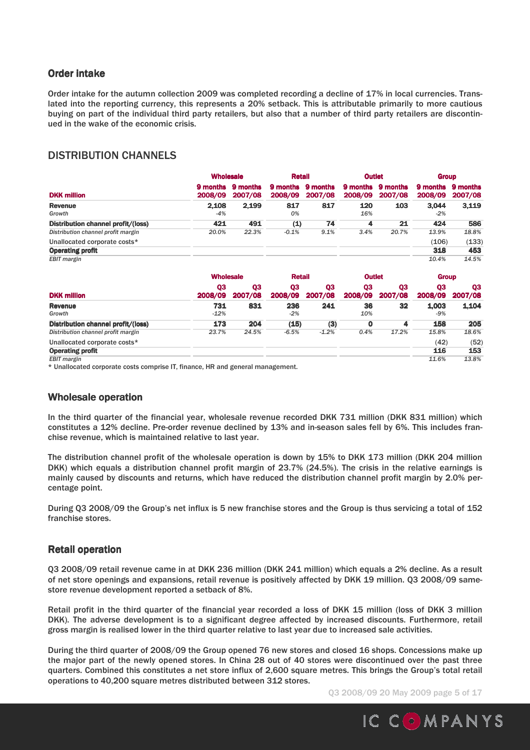## Order intake

Order intake for the autumn collection 2009 was completed recording a decline of 17% in local currencies. Translated into the reporting currency, this represents a 20% setback. This is attributable primarily to more cautious buying on part of the individual third party retailers, but also that a number of third party retailers are discontinued in the wake of the economic crisis.

## DISTRIBUTION CHANNELS

| | Wholesale | | Retail | | Outlet | | Group | |
|---|---|---|---|---|---|---|---|---|
| **DKK million** | **9 months 2008/09** | **9 months 2007/08** | **9 months 2008/09** | **9 months 2007/08** | **9 months 2008/09** | **9 months 2007/08** | **9 months 2008/09** | **9 months 2007/08** |
| **Revenue** | **2,108** | **2,199** | **817** | **817** | **120** | **103** | **3,044** | **3,119** |
| *Growth* | *-4%* | | *0%* | | *16%* | | *-2%* | |
| **Distribution channel profit/(loss)** | **421** | **491** | **(1)** | **74** | **4** | **21** | **424** | **586** |
| *Distribution channel profit margin* | *20.0%* | *22.3%* | *-0.1%* | *9.1%* | *3.4%* | *20.7%* | *13.9%* | *18.8%* |
| Unallocated corporate costs* | | | | | | | (106) | (133) |
| **Operating profit** | | | | | | | **318** | **453** |
| *EBIT margin* | | | | | | | *10.4%* | *14.5%* |

| | Wholesale | | Retail | | Outlet | | Group | |
|---|---|---|---|---|---|---|---|---|
| **DKK million** | **Q3 2008/09** | **Q3 2007/08** | **Q3 2008/09** | **Q3 2007/08** | **Q3 2008/09** | **Q3 2007/08** | **Q3 2008/09** | **Q3 2007/08** |
| **Revenue** | **731** | **831** | **236** | **241** | **36** | **32** | **1,003** | **1,104** |
| *Growth* | *-12%* | | *-2%* | | *10%* | | *-9%* | |
| **Distribution channel profit/(loss)** | **173** | **204** | **(15)** | **(3)** | **0** | **4** | **158** | **205** |
| *Distribution channel profit margin* | *23.7%* | *24.5%* | *-6.5%* | *-1.2%* | *0.4%* | *17.2%* | *15.8%* | *18.6%* |
| Unallocated corporate costs* | | | | | | | (42) | (52) |
| **Operating profit** | | | | | | | **116** | **153** |
| *EBIT margin* | | | | | | | *11.6%* | *13.8%* |

* Unallocated corporate costs comprise IT, finance, HR and general management.

## Wholesale operation

In the third quarter of the financial year, wholesale revenue recorded DKK 731 million (DKK 831 million) which constitutes a 12% decline. Pre-order revenue declined by 13% and in-season sales fell by 6%. This includes franchise revenue, which is maintained relative to last year.

The distribution channel profit of the wholesale operation is down by 15% to DKK 173 million (DKK 204 million DKK) which equals a distribution channel profit margin of 23.7% (24.5%). The crisis in the relative earnings is mainly caused by discounts and returns, which have reduced the distribution channel profit margin by 2.0% percentage point.

During Q3 2008/09 the Group's net influx is 5 new franchise stores and the Group is thus servicing a total of 152 franchise stores.

## Retail operation

Q3 2008/09 retail revenue came in at DKK 236 million (DKK 241 million) which equals a 2% decline. As a result of net store openings and expansions, retail revenue is positively affected by DKK 19 million. Q3 2008/09 same-store revenue development reported a setback of 8%.

Retail profit in the third quarter of the financial year recorded a loss of DKK 15 million (loss of DKK 3 million DKK). The adverse development is to a significant degree affected by increased discounts. Furthermore, retail gross margin is realised lower in the third quarter relative to last year due to increased sale activities.

During the third quarter of 2008/09 the Group opened 76 new stores and closed 16 shops. Concessions make up the major part of the newly opened stores. In China 28 out of 40 stores were discontinued over the past three quarters. Combined this constitutes a net store influx of 2,600 square metres. This brings the Group's total retail operations to 40,200 square metres distributed between 312 stores.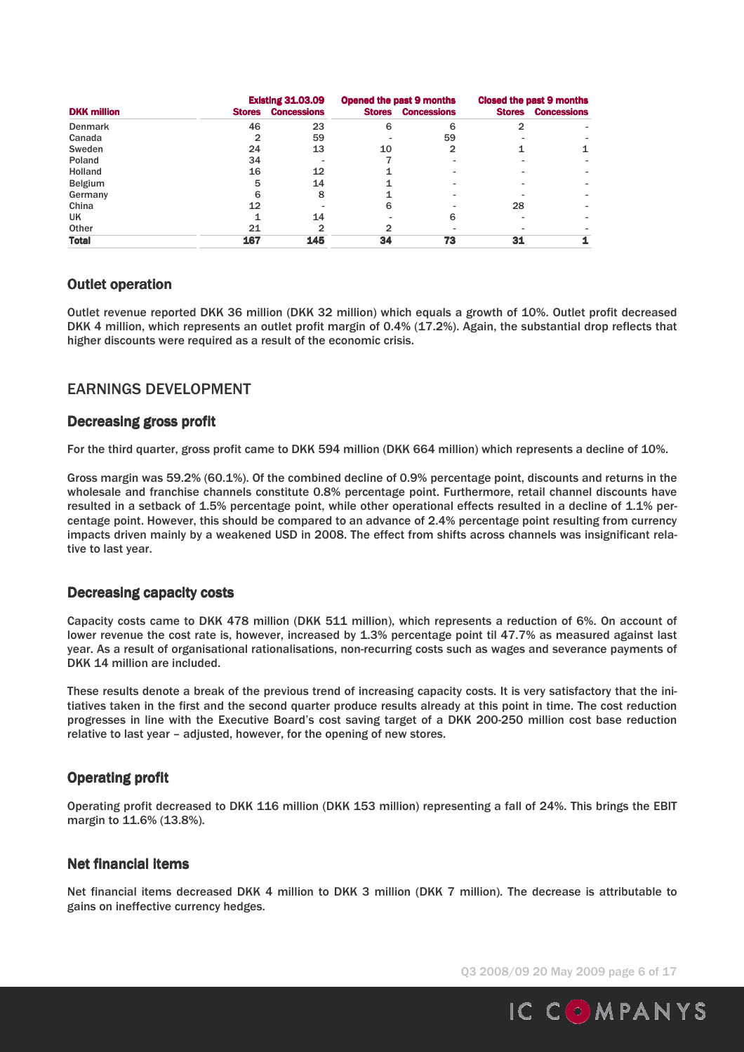| DKK million | Existing 31.03.09 | | Opened the past 9 months | | Closed the past 9 months | |
|---|---|---|---|---|---|---|
| | Stores | Concessions | Stores | Concessions | Stores | Concessions |
| Denmark | 46 | 23 | 6 | 6 | 2 | - |
| Canada | 2 | 59 | - | 59 | - | - |
| Sweden | 24 | 13 | 10 | 2 | 1 | 1 |
| Poland | 34 | - | 7 | - | - | - |
| Holland | 16 | 12 | 1 | - | - | - |
| Belgium | 5 | 14 | 1 | - | - | - |
| Germany | 6 | 8 | 1 | - | - | - |
| China | 12 | - | 6 | - | 28 | - |
| UK | 1 | 14 | - | 6 | - | - |
| Other | 21 | 2 | 2 | - | - | - |
| **Total** | **167** | **145** | **34** | **73** | **31** | **1** |

### Outlet operation

Outlet revenue reported DKK 36 million (DKK 32 million) which equals a growth of 10%. Outlet profit decreased DKK 4 million, which represents an outlet profit margin of 0.4% (17.2%). Again, the substantial drop reflects that higher discounts were required as a result of the economic crisis.

## EARNINGS DEVELOPMENT

### Decreasing gross profit

For the third quarter, gross profit came to DKK 594 million (DKK 664 million) which represents a decline of 10%.

Gross margin was 59.2% (60.1%). Of the combined decline of 0.9% percentage point, discounts and returns in the wholesale and franchise channels constitute 0.8% percentage point. Furthermore, retail channel discounts have resulted in a setback of 1.5% percentage point, while other operational effects resulted in a decline of 1.1% percentage point. However, this should be compared to an advance of 2.4% percentage point resulting from currency impacts driven mainly by a weakened USD in 2008. The effect from shifts across channels was insignificant relative to last year.

### Decreasing capacity costs

Capacity costs came to DKK 478 million (DKK 511 million), which represents a reduction of 6%. On account of lower revenue the cost rate is, however, increased by 1.3% percentage point til 47.7% as measured against last year. As a result of organisational rationalisations, non-recurring costs such as wages and severance payments of DKK 14 million are included.

These results denote a break of the previous trend of increasing capacity costs. It is very satisfactory that the initiatives taken in the first and the second quarter produce results already at this point in time. The cost reduction progresses in line with the Executive Board's cost saving target of a DKK 200-250 million cost base reduction relative to last year – adjusted, however, for the opening of new stores.

### Operating profit

Operating profit decreased to DKK 116 million (DKK 153 million) representing a fall of 24%. This brings the EBIT margin to 11.6% (13.8%).

### Net financial items

Net financial items decreased DKK 4 million to DKK 3 million (DKK 7 million). The decrease is attributable to gains on ineffective currency hedges.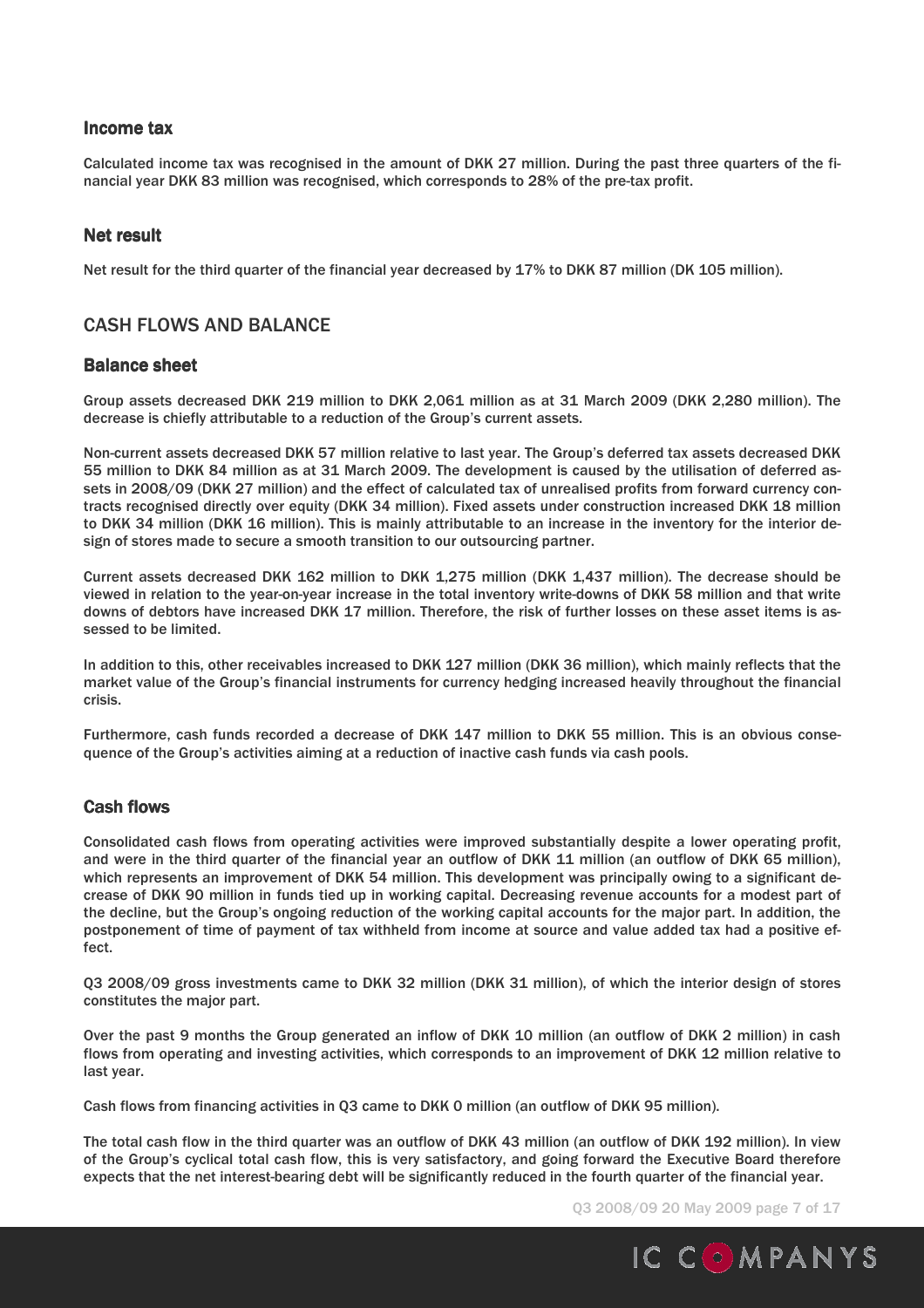## Income tax

Calculated income tax was recognised in the amount of DKK 27 million. During the past three quarters of the financial year DKK 83 million was recognised, which corresponds to 28% of the pre-tax profit.

## Net result

Net result for the third quarter of the financial year decreased by 17% to DKK 87 million (DK 105 million).

# CASH FLOWS AND BALANCE

## Balance sheet

Group assets decreased DKK 219 million to DKK 2,061 million as at 31 March 2009 (DKK 2,280 million). The decrease is chiefly attributable to a reduction of the Group's current assets.

Non-current assets decreased DKK 57 million relative to last year. The Group's deferred tax assets decreased DKK 55 million to DKK 84 million as at 31 March 2009. The development is caused by the utilisation of deferred assets in 2008/09 (DKK 27 million) and the effect of calculated tax of unrealised profits from forward currency contracts recognised directly over equity (DKK 34 million). Fixed assets under construction increased DKK 18 million to DKK 34 million (DKK 16 million). This is mainly attributable to an increase in the inventory for the interior design of stores made to secure a smooth transition to our outsourcing partner.

Current assets decreased DKK 162 million to DKK 1,275 million (DKK 1,437 million). The decrease should be viewed in relation to the year-on-year increase in the total inventory write-downs of DKK 58 million and that write downs of debtors have increased DKK 17 million. Therefore, the risk of further losses on these asset items is assessed to be limited.

In addition to this, other receivables increased to DKK 127 million (DKK 36 million), which mainly reflects that the market value of the Group's financial instruments for currency hedging increased heavily throughout the financial crisis.

Furthermore, cash funds recorded a decrease of DKK 147 million to DKK 55 million. This is an obvious consequence of the Group's activities aiming at a reduction of inactive cash funds via cash pools.

## Cash flows

Consolidated cash flows from operating activities were improved substantially despite a lower operating profit, and were in the third quarter of the financial year an outflow of DKK 11 million (an outflow of DKK 65 million), which represents an improvement of DKK 54 million. This development was principally owing to a significant decrease of DKK 90 million in funds tied up in working capital. Decreasing revenue accounts for a modest part of the decline, but the Group's ongoing reduction of the working capital accounts for the major part. In addition, the postponement of time of payment of tax withheld from income at source and value added tax had a positive effect.

Q3 2008/09 gross investments came to DKK 32 million (DKK 31 million), of which the interior design of stores constitutes the major part.

Over the past 9 months the Group generated an inflow of DKK 10 million (an outflow of DKK 2 million) in cash flows from operating and investing activities, which corresponds to an improvement of DKK 12 million relative to last year.

Cash flows from financing activities in Q3 came to DKK 0 million (an outflow of DKK 95 million).

The total cash flow in the third quarter was an outflow of DKK 43 million (an outflow of DKK 192 million). In view of the Group's cyclical total cash flow, this is very satisfactory, and going forward the Executive Board therefore expects that the net interest-bearing debt will be significantly reduced in the fourth quarter of the financial year.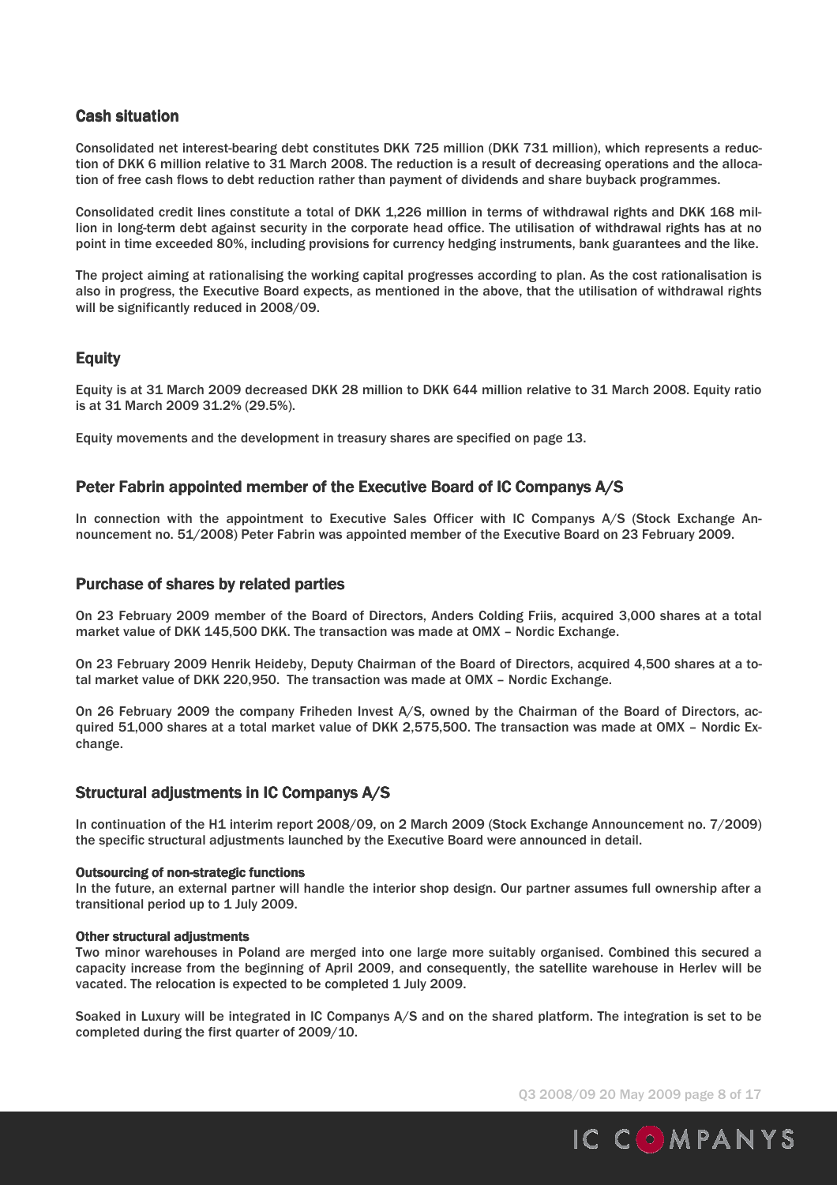## Cash situation

Consolidated net interest-bearing debt constitutes DKK 725 million (DKK 731 million), which represents a reduction of DKK 6 million relative to 31 March 2008. The reduction is a result of decreasing operations and the allocation of free cash flows to debt reduction rather than payment of dividends and share buyback programmes.

Consolidated credit lines constitute a total of DKK 1,226 million in terms of withdrawal rights and DKK 168 million in long-term debt against security in the corporate head office. The utilisation of withdrawal rights has at no point in time exceeded 80%, including provisions for currency hedging instruments, bank guarantees and the like.

The project aiming at rationalising the working capital progresses according to plan. As the cost rationalisation is also in progress, the Executive Board expects, as mentioned in the above, that the utilisation of withdrawal rights will be significantly reduced in 2008/09.

## Equity

Equity is at 31 March 2009 decreased DKK 28 million to DKK 644 million relative to 31 March 2008. Equity ratio is at 31 March 2009 31.2% (29.5%).

Equity movements and the development in treasury shares are specified on page 13.

## Peter Fabrin appointed member of the Executive Board of IC Companys A/S

In connection with the appointment to Executive Sales Officer with IC Companys A/S (Stock Exchange Announcement no. 51/2008) Peter Fabrin was appointed member of the Executive Board on 23 February 2009.

## Purchase of shares by related parties

On 23 February 2009 member of the Board of Directors, Anders Colding Friis, acquired 3,000 shares at a total market value of DKK 145,500 DKK. The transaction was made at OMX – Nordic Exchange.

On 23 February 2009 Henrik Heideby, Deputy Chairman of the Board of Directors, acquired 4,500 shares at a total market value of DKK 220,950. The transaction was made at OMX – Nordic Exchange.

On 26 February 2009 the company Friheden Invest A/S, owned by the Chairman of the Board of Directors, acquired 51,000 shares at a total market value of DKK 2,575,500. The transaction was made at OMX – Nordic Exchange.

## Structural adjustments in IC Companys A/S

In continuation of the H1 interim report 2008/09, on 2 March 2009 (Stock Exchange Announcement no. 7/2009) the specific structural adjustments launched by the Executive Board were announced in detail.

#### Outsourcing of non-strategic functions

In the future, an external partner will handle the interior shop design. Our partner assumes full ownership after a transitional period up to 1 July 2009.

#### Other structural adjustments

Two minor warehouses in Poland are merged into one large more suitably organised. Combined this secured a capacity increase from the beginning of April 2009, and consequently, the satellite warehouse in Herlev will be vacated. The relocation is expected to be completed 1 July 2009.

Soaked in Luxury will be integrated in IC Companys A/S and on the shared platform. The integration is set to be completed during the first quarter of 2009/10.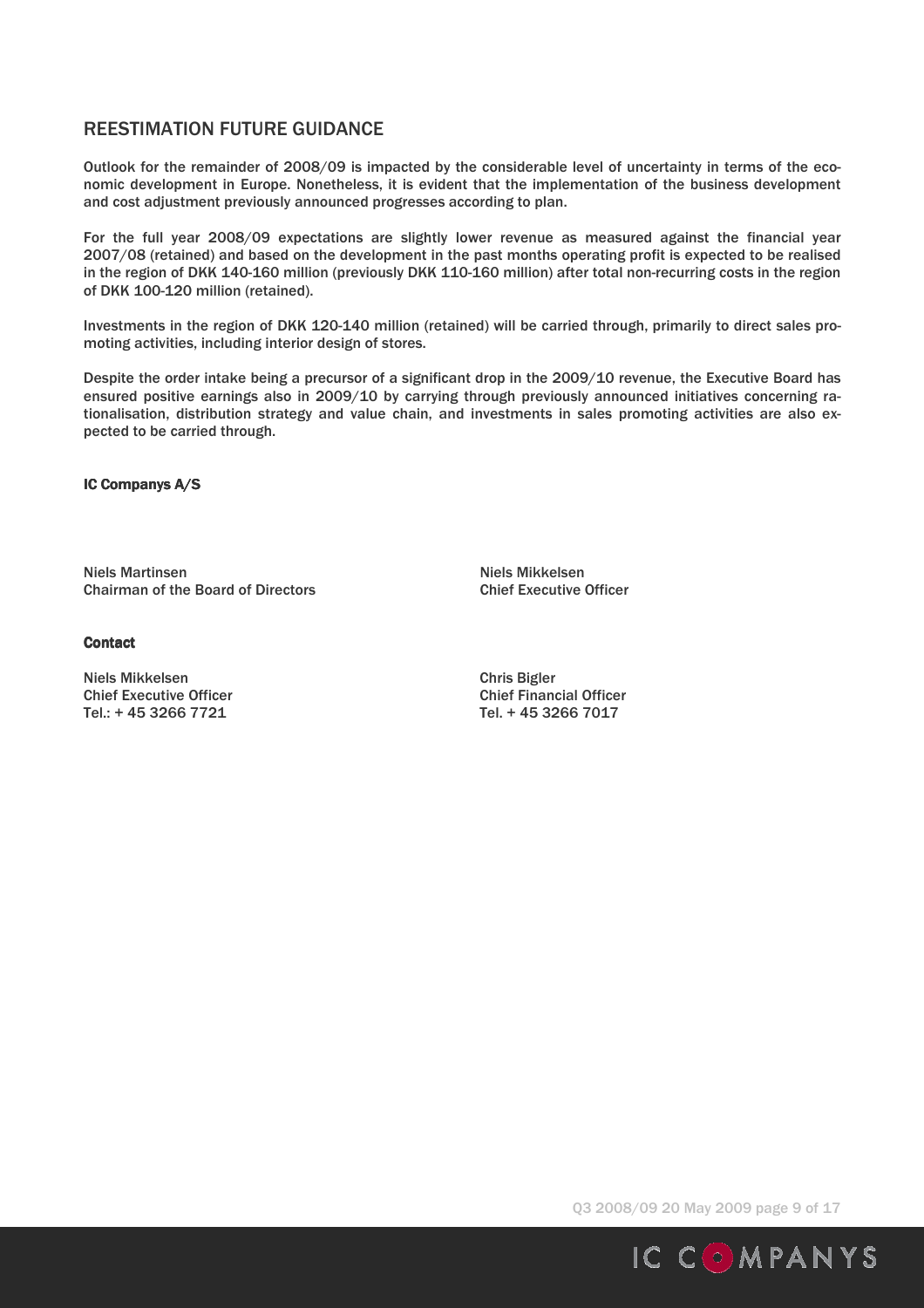## REESTIMATION FUTURE GUIDANCE

Outlook for the remainder of 2008/09 is impacted by the considerable level of uncertainty in terms of the economic development in Europe. Nonetheless, it is evident that the implementation of the business development and cost adjustment previously announced progresses according to plan.

For the full year 2008/09 expectations are slightly lower revenue as measured against the financial year 2007/08 (retained) and based on the development in the past months operating profit is expected to be realised in the region of DKK 140-160 million (previously DKK 110-160 million) after total non-recurring costs in the region of DKK 100-120 million (retained).

Investments in the region of DKK 120-140 million (retained) will be carried through, primarily to direct sales promoting activities, including interior design of stores.

Despite the order intake being a precursor of a significant drop in the 2009/10 revenue, the Executive Board has ensured positive earnings also in 2009/10 by carrying through previously announced initiatives concerning rationalisation, distribution strategy and value chain, and investments in sales promoting activities are also expected to be carried through.

**IC Companys A/S**

Niels Martinsen
Chairman of the Board of Directors

Niels Mikkelsen
Chief Executive Officer

**Contact**

Niels Mikkelsen
Chief Executive Officer
Tel.: + 45 3266 7721

Chris Bigler
Chief Financial Officer
Tel. + 45 3266 7017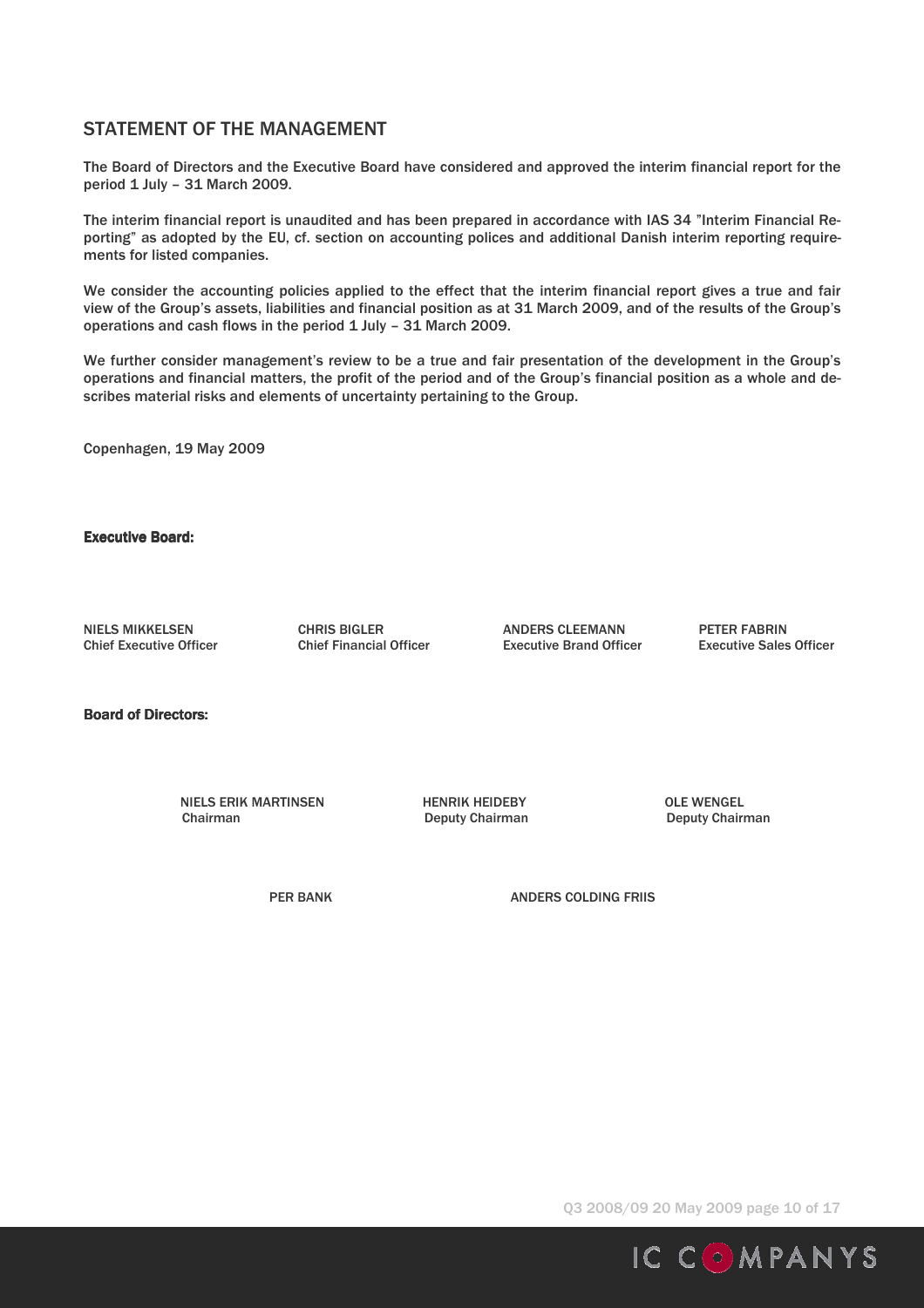## STATEMENT OF THE MANAGEMENT

The Board of Directors and the Executive Board have considered and approved the interim financial report for the period 1 July – 31 March 2009.

The interim financial report is unaudited and has been prepared in accordance with IAS 34 "Interim Financial Reporting" as adopted by the EU, cf. section on accounting polices and additional Danish interim reporting requirements for listed companies.

We consider the accounting policies applied to the effect that the interim financial report gives a true and fair view of the Group's assets, liabilities and financial position as at 31 March 2009, and of the results of the Group's operations and cash flows in the period 1 July – 31 March 2009.

We further consider management's review to be a true and fair presentation of the development in the Group's operations and financial matters, the profit of the period and of the Group's financial position as a whole and describes material risks and elements of uncertainty pertaining to the Group.

Copenhagen, 19 May 2009

**Executive Board:**

| | | | |
|---|---|---|---|
| NIELS MIKKELSEN<br>Chief Executive Officer | CHRIS BIGLER<br>Chief Financial Officer | ANDERS CLEEMANN<br>Executive Brand Officer | PETER FABRIN<br>Executive Sales Officer |

**Board of Directors:**

| | | |
|---|---|---|
| NIELS ERIK MARTINSEN<br>Chairman | HENRIK HEIDEBY<br>Deputy Chairman | OLE WENGEL<br>Deputy Chairman |
| PER BANK | ANDERS COLDING FRIIS | |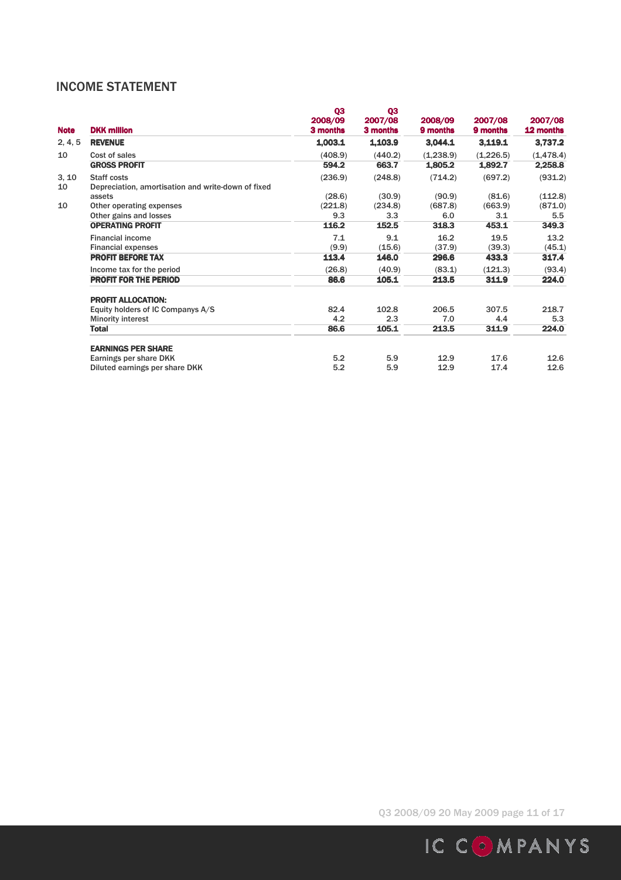## INCOME STATEMENT

| Note | DKK million | Q3 2008/09 3 months | Q3 2007/08 3 months | 2008/09 9 months | 2007/08 9 months | 2007/08 12 months |
|---|---|---|---|---|---|---|
| 2, 4, 5 | **REVENUE** | **1,003.1** | **1,103.9** | **3,044.1** | **3,119.1** | **3,737.2** |
| 10 | Cost of sales | (408.9) | (440.2) | (1,238.9) | (1,226.5) | (1,478.4) |
| | **GROSS PROFIT** | **594.2** | **663.7** | **1,805.2** | **1,892.7** | **2,258.8** |
| 3, 10 | Staff costs | (236.9) | (248.8) | (714.2) | (697.2) | (931.2) |
| 10 | Depreciation, amortisation and write-down of fixed assets | (28.6) | (30.9) | (90.9) | (81.6) | (112.8) |
| 10 | Other operating expenses | (221.8) | (234.8) | (687.8) | (663.9) | (871.0) |
| | Other gains and losses | 9.3 | 3.3 | 6.0 | 3.1 | 5.5 |
| | **OPERATING PROFIT** | **116.2** | **152.5** | **318.3** | **453.1** | **349.3** |
| | Financial income | 7.1 | 9.1 | 16.2 | 19.5 | 13.2 |
| | Financial expenses | (9.9) | (15.6) | (37.9) | (39.3) | (45.1) |
| | **PROFIT BEFORE TAX** | **113.4** | **146.0** | **296.6** | **433.3** | **317.4** |
| | Income tax for the period | (26.8) | (40.9) | (83.1) | (121.3) | (93.4) |
| | **PROFIT FOR THE PERIOD** | **86.6** | **105.1** | **213.5** | **311.9** | **224.0** |
| | | | | | | |
| | **PROFIT ALLOCATION:** | | | | | |
| | Equity holders of IC Companys A/S | 82.4 | 102.8 | 206.5 | 307.5 | 218.7 |
| | Minority interest | 4.2 | 2.3 | 7.0 | 4.4 | 5.3 |
| | **Total** | **86.6** | **105.1** | **213.5** | **311.9** | **224.0** |
| | | | | | | |
| | **EARNINGS PER SHARE** | | | | | |
| | Earnings per share DKK | 5.2 | 5.9 | 12.9 | 17.6 | 12.6 |
| | Diluted earnings per share DKK | 5.2 | 5.9 | 12.9 | 17.4 | 12.6 |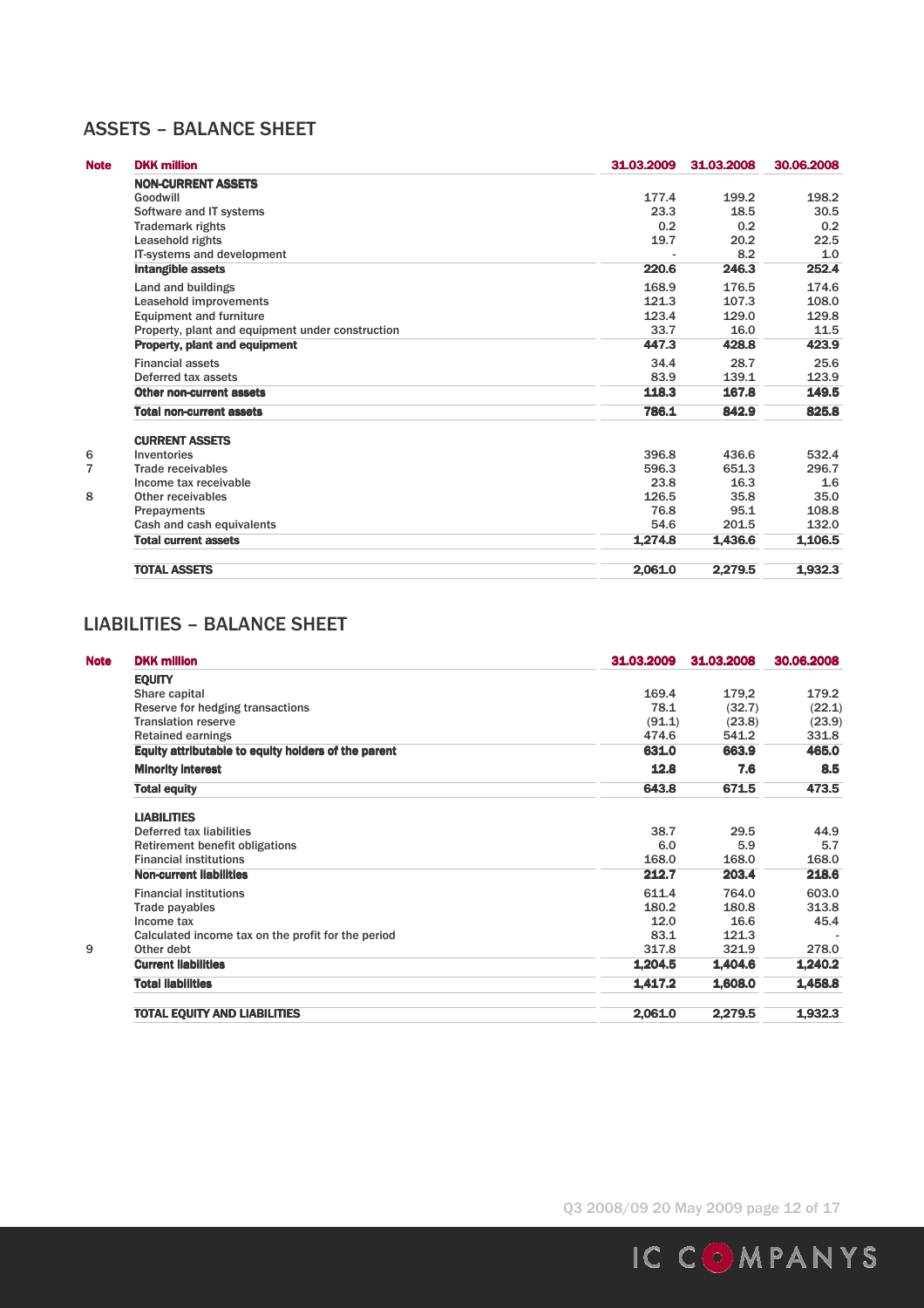## ASSETS – BALANCE SHEET

| Note | DKK million | 31.03.2009 | 31.03.2008 | 30.06.2008 |
|---|---|---|---|---|
| | **NON-CURRENT ASSETS** | | | |
| | Goodwill | 177.4 | 199.2 | 198.2 |
| | Software and IT systems | 23.3 | 18.5 | 30.5 |
| | Trademark rights | 0.2 | 0.2 | 0.2 |
| | Leasehold rights | 19.7 | 20.2 | 22.5 |
| | IT-systems and development | - | 8.2 | 1.0 |
| | **Intangible assets** | **220.6** | **246.3** | **252.4** |
| | Land and buildings | 168.9 | 176.5 | 174.6 |
| | Leasehold improvements | 121.3 | 107.3 | 108.0 |
| | Equipment and furniture | 123.4 | 129.0 | 129.8 |
| | Property, plant and equipment under construction | 33.7 | 16.0 | 11.5 |
| | **Property, plant and equipment** | **447.3** | **428.8** | **423.9** |
| | Financial assets | 34.4 | 28.7 | 25.6 |
| | Deferred tax assets | 83.9 | 139.1 | 123.9 |
| | **Other non-current assets** | **118.3** | **167.8** | **149.5** |
| | **Total non-current assets** | **786.1** | **842.9** | **825.8** |
| | **CURRENT ASSETS** | | | |
| 6 | Inventories | 396.8 | 436.6 | 532.4 |
| 7 | Trade receivables | 596.3 | 651.3 | 296.7 |
| | Income tax receivable | 23.8 | 16.3 | 1.6 |
| 8 | Other receivables | 126.5 | 35.8 | 35.0 |
| | Prepayments | 76.8 | 95.1 | 108.8 |
| | Cash and cash equivalents | 54.6 | 201.5 | 132.0 |
| | **Total current assets** | **1,274.8** | **1,436.6** | **1,106.5** |
| | **TOTAL ASSETS** | **2,061.0** | **2,279.5** | **1,932.3** |

## LIABILITIES – BALANCE SHEET

| Note | DKK million | 31.03.2009 | 31.03.2008 | 30.06.2008 |
|---|---|---|---|---|
| | **EQUITY** | | | |
| | Share capital | 169.4 | 179.2 | 179.2 |
| | Reserve for hedging transactions | 78.1 | (32.7) | (22.1) |
| | Translation reserve | (91.1) | (23.8) | (23.9) |
| | Retained earnings | 474.6 | 541.2 | 331.8 |
| | **Equity attributable to equity holders of the parent** | **631.0** | **663.9** | **465.0** |
| | **Minority interest** | **12.8** | **7.6** | **8.5** |
| | **Total equity** | **643.8** | **671.5** | **473.5** |
| | **LIABILITIES** | | | |
| | Deferred tax liabilities | 38.7 | 29.5 | 44.9 |
| | Retirement benefit obligations | 6.0 | 5.9 | 5.7 |
| | Financial institutions | 168.0 | 168.0 | 168.0 |
| | **Non-current liabilities** | **212.7** | **203.4** | **218.6** |
| | Financial institutions | 611.4 | 764.0 | 603.0 |
| | Trade payables | 180.2 | 180.8 | 313.8 |
| | Income tax | 12.0 | 16.6 | 45.4 |
| | Calculated income tax on the profit for the period | 83.1 | 121.3 | - |
| 9 | Other debt | 317.8 | 321.9 | 278.0 |
| | **Current liabilities** | **1,204.5** | **1,404.6** | **1,240.2** |
| | **Total liabilities** | **1,417.2** | **1,608.0** | **1,458.8** |
| | **TOTAL EQUITY AND LIABILITIES** | **2,061.0** | **2,279.5** | **1,932.3** |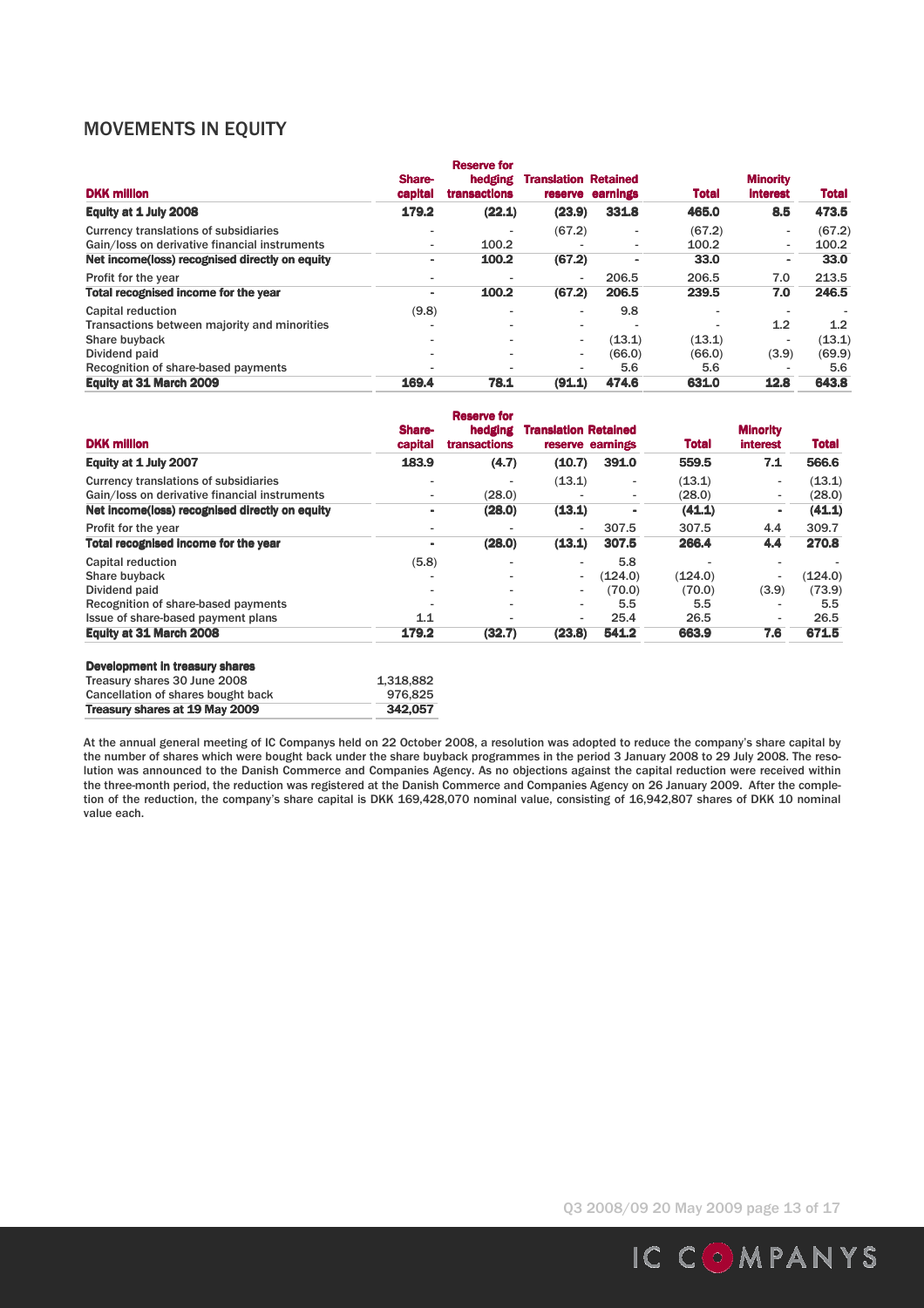## MOVEMENTS IN EQUITY

| DKK million | Share-capital | Reserve for hedging transactions | Translation reserve | Retained earnings | Total | Minority interest | Total |
|---|---|---|---|---|---|---|---|
| **Equity at 1 July 2008** | **179.2** | **(22.1)** | **(23.9)** | **331.8** | **465.0** | **8.5** | **473.5** |
| Currency translations of subsidiaries | - | - | (67.2) | - | (67.2) | - | (67.2) |
| Gain/loss on derivative financial instruments | - | 100.2 | - | - | 100.2 | - | 100.2 |
| **Net income(loss) recognised directly on equity** | **-** | **100.2** | **(67.2)** | **-** | **33.0** | **-** | **33.0** |
| Profit for the year | - | - | - | 206.5 | 206.5 | 7.0 | 213.5 |
| **Total recognised income for the year** | **-** | **100.2** | **(67.2)** | **206.5** | **239.5** | **7.0** | **246.5** |
| Capital reduction | (9.8) | - | - | 9.8 | - | - | - |
| Transactions between majority and minorities | - | - | - | - | - | 1.2 | 1.2 |
| Share buyback | - | - | - | (13.1) | (13.1) | - | (13.1) |
| Dividend paid | - | - | - | (66.0) | (66.0) | (3.9) | (69.9) |
| Recognition of share-based payments | - | - | - | 5.6 | 5.6 | - | 5.6 |
| **Equity at 31 March 2009** | **169.4** | **78.1** | **(91.1)** | **474.6** | **631.0** | **12.8** | **643.8** |

| DKK million | Share-capital | Reserve for hedging transactions | Translation reserve | Retained earnings | Total | Minority interest | Total |
|---|---|---|---|---|---|---|---|
| **Equity at 1 July 2007** | **183.9** | **(4.7)** | **(10.7)** | **391.0** | **559.5** | **7.1** | **566.6** |
| Currency translations of subsidiaries | - | - | (13.1) | - | (13.1) | - | (13.1) |
| Gain/loss on derivative financial instruments | - | (28.0) | - | - | (28.0) | - | (28.0) |
| **Net income(loss) recognised directly on equity** | **-** | **(28.0)** | **(13.1)** | **-** | **(41.1)** | **-** | **(41.1)** |
| Profit for the year | - | - | - | 307.5 | 307.5 | 4.4 | 309.7 |
| **Total recognised income for the year** | **-** | **(28.0)** | **(13.1)** | **307.5** | **266.4** | **4.4** | **270.8** |
| Capital reduction | (5.8) | - | - | 5.8 | - | - | - |
| Share buyback | - | - | - | (124.0) | (124.0) | - | (124.0) |
| Dividend paid | - | - | - | (70.0) | (70.0) | (3.9) | (73.9) |
| Recognition of share-based payments | - | - | - | 5.5 | 5.5 | - | 5.5 |
| Issue of share-based payment plans | 1.1 | - | - | 25.4 | 26.5 | - | 26.5 |
| **Equity at 31 March 2008** | **179.2** | **(32.7)** | **(23.8)** | **541.2** | **663.9** | **7.6** | **671.5** |

| **Development in treasury shares** | |
|---|---|
| Treasury shares 30 June 2008 | 1,318,882 |
| Cancellation of shares bought back | 976,825 |
| **Treasury shares at 19 May 2009** | **342,057** |

At the annual general meeting of IC Companys held on 22 October 2008, a resolution was adopted to reduce the company's share capital by the number of shares which were bought back under the share buyback programmes in the period 3 January 2008 to 29 July 2008. The resolution was announced to the Danish Commerce and Companies Agency. As no objections against the capital reduction were received within the three-month period, the reduction was registered at the Danish Commerce and Companies Agency on 26 January 2009. After the completion of the reduction, the company's share capital is DKK 169,428,070 nominal value, consisting of 16,942,807 shares of DKK 10 nominal value each.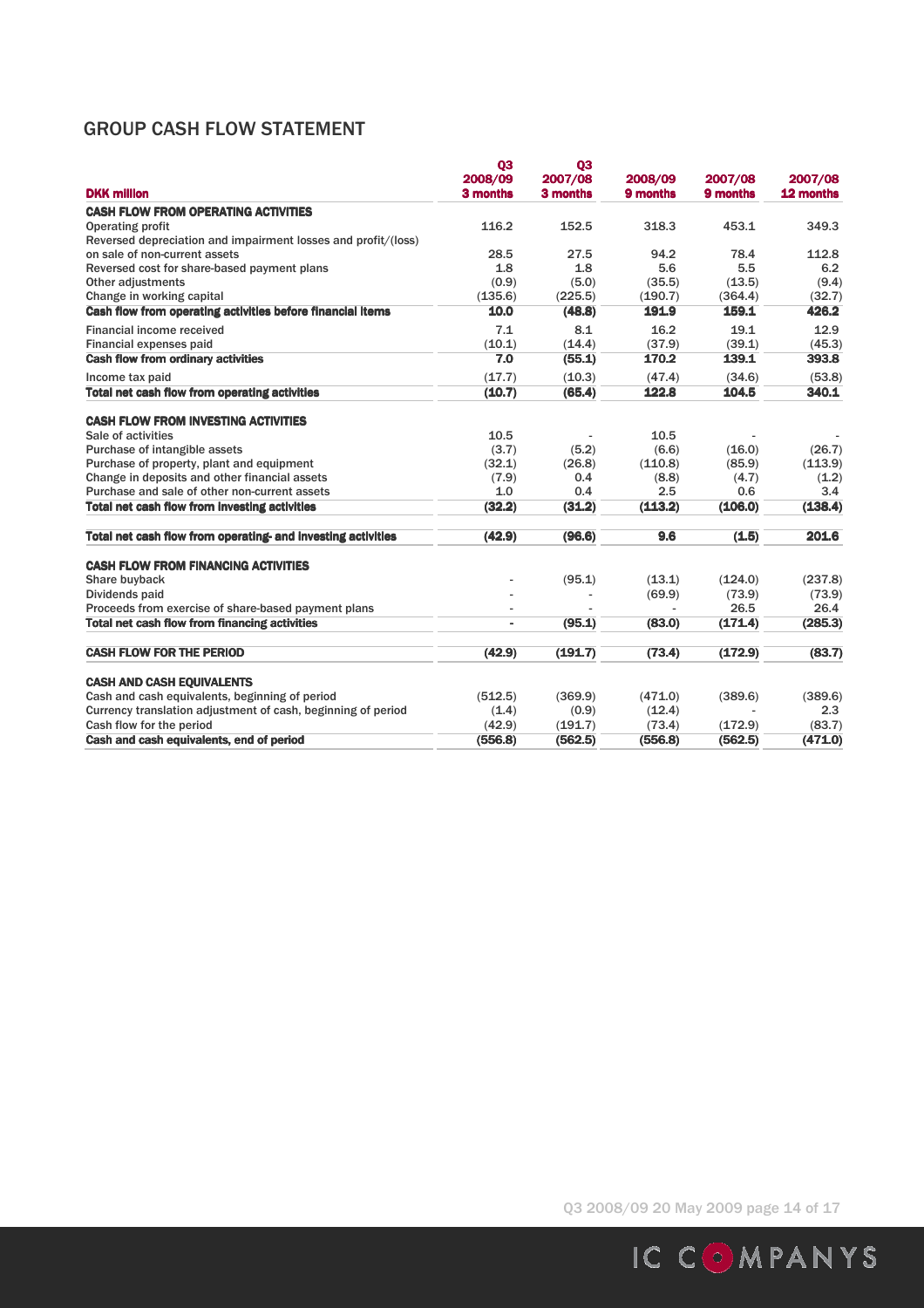## GROUP CASH FLOW STATEMENT

| DKK million | Q3 2008/09 3 months | Q3 2007/08 3 months | 2008/09 9 months | 2007/08 9 months | 2007/08 12 months |
|---|---|---|---|---|---|
| **CASH FLOW FROM OPERATING ACTIVITIES** | | | | | |
| Operating profit | 116.2 | 152.5 | 318.3 | 453.1 | 349.3 |
| Reversed depreciation and impairment losses and profit/(loss) on sale of non-current assets | 28.5 | 27.5 | 94.2 | 78.4 | 112.8 |
| Reversed cost for share-based payment plans | 1.8 | 1.8 | 5.6 | 5.5 | 6.2 |
| Other adjustments | (0.9) | (5.0) | (35.5) | (13.5) | (9.4) |
| Change in working capital | (135.6) | (225.5) | (190.7) | (364.4) | (32.7) |
| **Cash flow from operating activities before financial items** | **10.0** | **(48.8)** | **191.9** | **159.1** | **426.2** |
| Financial income received | 7.1 | 8.1 | 16.2 | 19.1 | 12.9 |
| Financial expenses paid | (10.1) | (14.4) | (37.9) | (39.1) | (45.3) |
| **Cash flow from ordinary activities** | **7.0** | **(55.1)** | **170.2** | **139.1** | **393.8** |
| Income tax paid | (17.7) | (10.3) | (47.4) | (34.6) | (53.8) |
| **Total net cash flow from operating activities** | **(10.7)** | **(65.4)** | **122.8** | **104.5** | **340.1** |
| **CASH FLOW FROM INVESTING ACTIVITIES** | | | | | |
| Sale of activities | 10.5 | - | 10.5 | - | - |
| Purchase of intangible assets | (3.7) | (5.2) | (6.6) | (16.0) | (26.7) |
| Purchase of property, plant and equipment | (32.1) | (26.8) | (110.8) | (85.9) | (113.9) |
| Change in deposits and other financial assets | (7.9) | 0.4 | (8.8) | (4.7) | (1.2) |
| Purchase and sale of other non-current assets | 1.0 | 0.4 | 2.5 | 0.6 | 3.4 |
| **Total net cash flow from investing activities** | **(32.2)** | **(31.2)** | **(113.2)** | **(106.0)** | **(138.4)** |
| **Total net cash flow from operating- and investing activities** | **(42.9)** | **(96.6)** | **9.6** | **(1.5)** | **201.6** |
| **CASH FLOW FROM FINANCING ACTIVITIES** | | | | | |
| Share buyback | - | (95.1) | (13.1) | (124.0) | (237.8) |
| Dividends paid | - | - | (69.9) | (73.9) | (73.9) |
| Proceeds from exercise of share-based payment plans | - | - | - | 26.5 | 26.4 |
| **Total net cash flow from financing activities** | **-** | **(95.1)** | **(83.0)** | **(171.4)** | **(285.3)** |
| **CASH FLOW FOR THE PERIOD** | **(42.9)** | **(191.7)** | **(73.4)** | **(172.9)** | **(83.7)** |
| **CASH AND CASH EQUIVALENTS** | | | | | |
| Cash and cash equivalents, beginning of period | (512.5) | (369.9) | (471.0) | (389.6) | (389.6) |
| Currency translation adjustment of cash, beginning of period | (1.4) | (0.9) | (12.4) | - | 2.3 |
| Cash flow for the period | (42.9) | (191.7) | (73.4) | (172.9) | (83.7) |
| **Cash and cash equivalents, end of period** | **(556.8)** | **(562.5)** | **(556.8)** | **(562.5)** | **(471.0)** |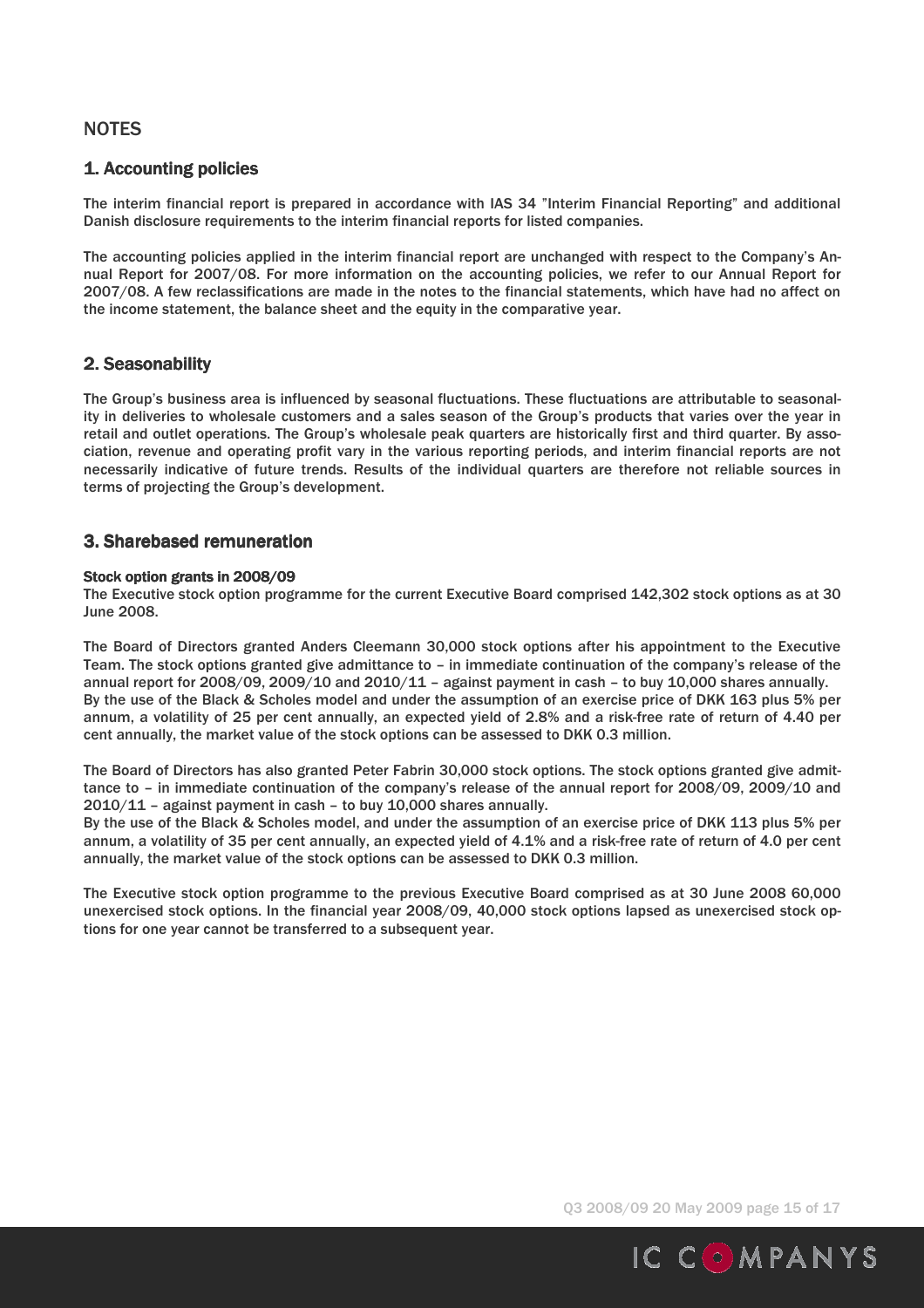# NOTES

## 1. Accounting policies

The interim financial report is prepared in accordance with IAS 34 "Interim Financial Reporting" and additional Danish disclosure requirements to the interim financial reports for listed companies.

The accounting policies applied in the interim financial report are unchanged with respect to the Company's Annual Report for 2007/08. For more information on the accounting policies, we refer to our Annual Report for 2007/08. A few reclassifications are made in the notes to the financial statements, which have had no affect on the income statement, the balance sheet and the equity in the comparative year.

## 2. Seasonability

The Group's business area is influenced by seasonal fluctuations. These fluctuations are attributable to seasonality in deliveries to wholesale customers and a sales season of the Group's products that varies over the year in retail and outlet operations. The Group's wholesale peak quarters are historically first and third quarter. By association, revenue and operating profit vary in the various reporting periods, and interim financial reports are not necessarily indicative of future trends. Results of the individual quarters are therefore not reliable sources in terms of projecting the Group's development.

## 3. Sharebased remuneration

**Stock option grants in 2008/09**

The Executive stock option programme for the current Executive Board comprised 142,302 stock options as at 30 June 2008.

The Board of Directors granted Anders Cleemann 30,000 stock options after his appointment to the Executive Team. The stock options granted give admittance to – in immediate continuation of the company's release of the annual report for 2008/09, 2009/10 and 2010/11 – against payment in cash – to buy 10,000 shares annually.
By the use of the Black & Scholes model and under the assumption of an exercise price of DKK 163 plus 5% per annum, a volatility of 25 per cent annually, an expected yield of 2.8% and a risk-free rate of return of 4.40 per cent annually, the market value of the stock options can be assessed to DKK 0.3 million.

The Board of Directors has also granted Peter Fabrin 30,000 stock options. The stock options granted give admittance to – in immediate continuation of the company's release of the annual report for 2008/09, 2009/10 and 2010/11 – against payment in cash – to buy 10,000 shares annually.
By the use of the Black & Scholes model, and under the assumption of an exercise price of DKK 113 plus 5% per annum, a volatility of 35 per cent annually, an expected yield of 4.1% and a risk-free rate of return of 4.0 per cent annually, the market value of the stock options can be assessed to DKK 0.3 million.

The Executive stock option programme to the previous Executive Board comprised as at 30 June 2008 60,000 unexercised stock options. In the financial year 2008/09, 40,000 stock options lapsed as unexercised stock options for one year cannot be transferred to a subsequent year.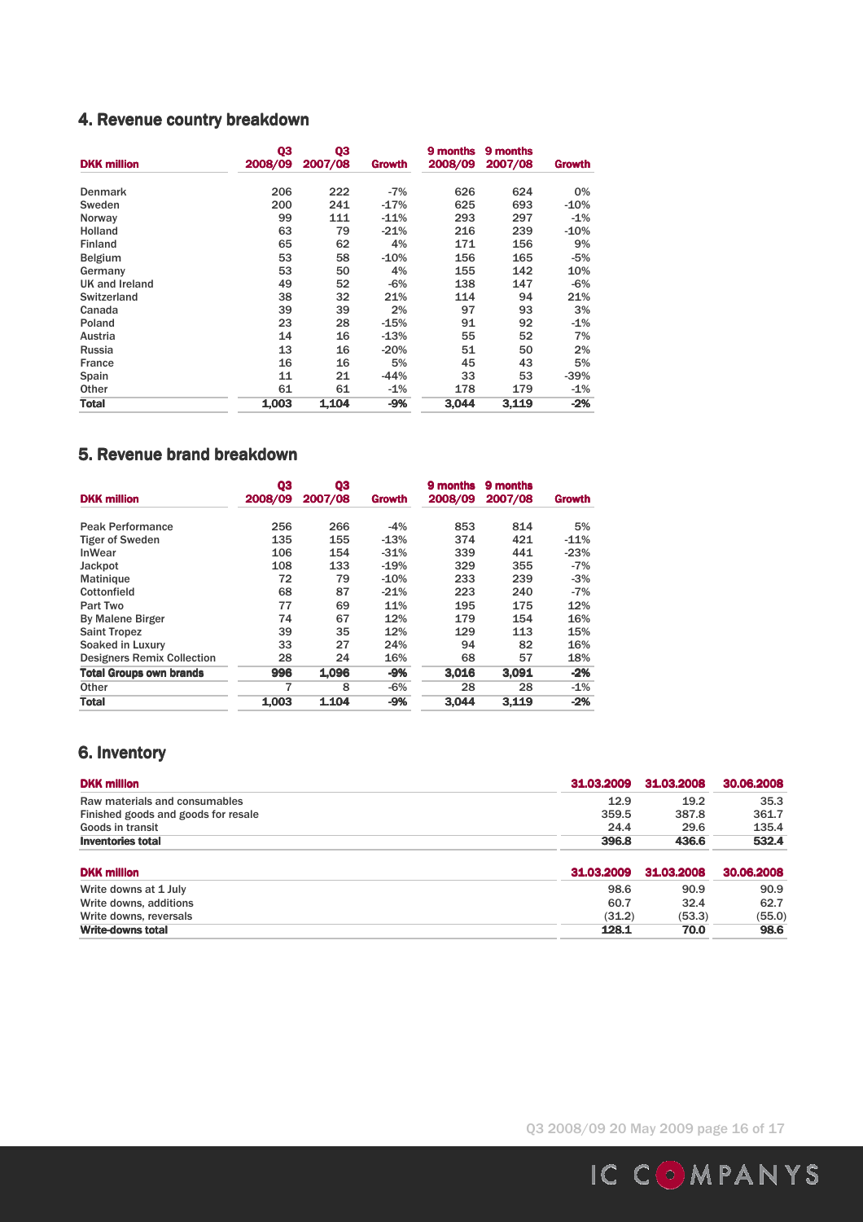## 4. Revenue country breakdown

| DKK million | Q3 2008/09 | Q3 2007/08 | Growth | 9 months 2008/09 | 9 months 2007/08 | Growth |
|---|---|---|---|---|---|---|
| Denmark | 206 | 222 | -7% | 626 | 624 | 0% |
| Sweden | 200 | 241 | -17% | 625 | 693 | -10% |
| Norway | 99 | 111 | -11% | 293 | 297 | -1% |
| Holland | 63 | 79 | -21% | 216 | 239 | -10% |
| Finland | 65 | 62 | 4% | 171 | 156 | 9% |
| Belgium | 53 | 58 | -10% | 156 | 165 | -5% |
| Germany | 53 | 50 | 4% | 155 | 142 | 10% |
| UK and Ireland | 49 | 52 | -6% | 138 | 147 | -6% |
| Switzerland | 38 | 32 | 21% | 114 | 94 | 21% |
| Canada | 39 | 39 | 2% | 97 | 93 | 3% |
| Poland | 23 | 28 | -15% | 91 | 92 | -1% |
| Austria | 14 | 16 | -13% | 55 | 52 | 7% |
| Russia | 13 | 16 | -20% | 51 | 50 | 2% |
| France | 16 | 16 | 5% | 45 | 43 | 5% |
| Spain | 11 | 21 | -44% | 33 | 53 | -39% |
| Other | 61 | 61 | -1% | 178 | 179 | -1% |
| **Total** | **1,003** | **1,104** | **-9%** | **3,044** | **3,119** | **-2%** |

## 5. Revenue brand breakdown

| DKK million | Q3 2008/09 | Q3 2007/08 | Growth | 9 months 2008/09 | 9 months 2007/08 | Growth |
|---|---|---|---|---|---|---|
| Peak Performance | 256 | 266 | -4% | 853 | 814 | 5% |
| Tiger of Sweden | 135 | 155 | -13% | 374 | 421 | -11% |
| InWear | 106 | 154 | -31% | 339 | 441 | -23% |
| Jackpot | 108 | 133 | -19% | 329 | 355 | -7% |
| Matinique | 72 | 79 | -10% | 233 | 239 | -3% |
| Cottonfield | 68 | 87 | -21% | 223 | 240 | -7% |
| Part Two | 77 | 69 | 11% | 195 | 175 | 12% |
| By Malene Birger | 74 | 67 | 12% | 179 | 154 | 16% |
| Saint Tropez | 39 | 35 | 12% | 129 | 113 | 15% |
| Soaked in Luxury | 33 | 27 | 24% | 94 | 82 | 16% |
| Designers Remix Collection | 28 | 24 | 16% | 68 | 57 | 18% |
| **Total Groups own brands** | **996** | **1,096** | **-9%** | **3,016** | **3,091** | **-2%** |
| Other | 7 | 8 | -6% | 28 | 28 | -1% |
| **Total** | **1,003** | **1.104** | **-9%** | **3,044** | **3,119** | **-2%** |

## 6. Inventory

| DKK million | 31.03.2009 | 31.03.2008 | 30.06.2008 |
|---|---|---|---|
| Raw materials and consumables | 12.9 | 19.2 | 35.3 |
| Finished goods and goods for resale | 359.5 | 387.8 | 361.7 |
| Goods in transit | 24.4 | 29.6 | 135.4 |
| **Inventories total** | **396.8** | **436.6** | **532.4** |

| DKK million | 31.03.2009 | 31.03.2008 | 30.06.2008 |
|---|---|---|---|
| Write downs at 1 July | 98.6 | 90.9 | 90.9 |
| Write downs, additions | 60.7 | 32.4 | 62.7 |
| Write downs, reversals | (31.2) | (53.3) | (55.0) |
| **Write-downs total** | **128.1** | **70.0** | **98.6** |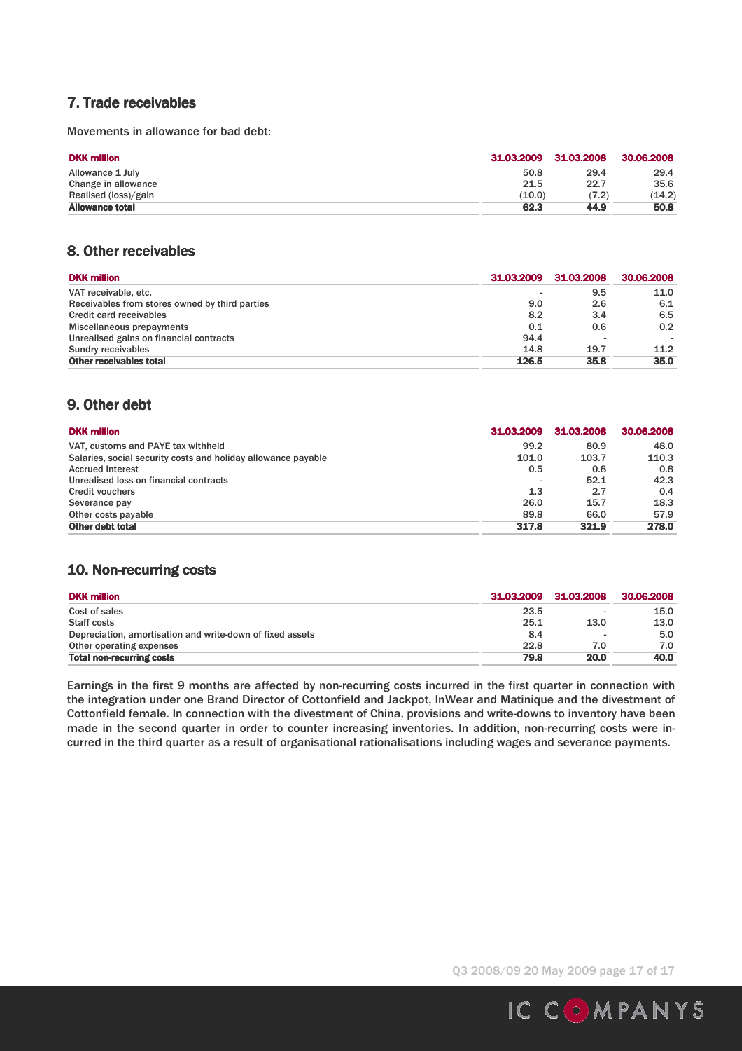## 7. Trade receivables

Movements in allowance for bad debt:

| DKK million | 31.03.2009 | 31.03.2008 | 30.06.2008 |
|---|---|---|---|
| Allowance 1 July | 50.8 | 29.4 | 29.4 |
| Change in allowance | 21.5 | 22.7 | 35.6 |
| Realised (loss)/gain | (10.0) | (7.2) | (14.2) |
| **Allowance total** | **62.3** | **44.9** | **50.8** |

## 8. Other receivables

| DKK million | 31.03.2009 | 31.03.2008 | 30.06.2008 |
|---|---|---|---|
| VAT receivable, etc. | - | 9.5 | 11.0 |
| Receivables from stores owned by third parties | 9.0 | 2.6 | 6.1 |
| Credit card receivables | 8.2 | 3.4 | 6.5 |
| Miscellaneous prepayments | 0.1 | 0.6 | 0.2 |
| Unrealised gains on financial contracts | 94.4 | - | - |
| Sundry receivables | 14.8 | 19.7 | 11.2 |
| **Other receivables total** | **126.5** | **35.8** | **35.0** |

## 9. Other debt

| DKK million | 31.03.2009 | 31.03.2008 | 30.06.2008 |
|---|---|---|---|
| VAT, customs and PAYE tax withheld | 99.2 | 80.9 | 48.0 |
| Salaries, social security costs and holiday allowance payable | 101.0 | 103.7 | 110.3 |
| Accrued interest | 0.5 | 0.8 | 0.8 |
| Unrealised loss on financial contracts | - | 52.1 | 42.3 |
| Credit vouchers | 1.3 | 2.7 | 0.4 |
| Severance pay | 26.0 | 15.7 | 18.3 |
| Other costs payable | 89.8 | 66.0 | 57.9 |
| **Other debt total** | **317.8** | **321.9** | **278.0** |

## 10. Non-recurring costs

| DKK million | 31.03.2009 | 31.03.2008 | 30.06.2008 |
|---|---|---|---|
| Cost of sales | 23.5 | - | 15.0 |
| Staff costs | 25.1 | 13.0 | 13.0 |
| Depreciation, amortisation and write-down of fixed assets | 8.4 | - | 5.0 |
| Other operating expenses | 22.8 | 7.0 | 7.0 |
| **Total non-recurring costs** | **79.8** | **20.0** | **40.0** |

Earnings in the first 9 months are affected by non-recurring costs incurred in the first quarter in connection with the integration under one Brand Director of Cottonfield and Jackpot, InWear and Matinique and the divestment of Cottonfield female. In connection with the divestment of China, provisions and write-downs to inventory have been made in the second quarter in order to counter increasing inventories. In addition, non-recurring costs were incurred in the third quarter as a result of organisational rationalisations including wages and severance payments.